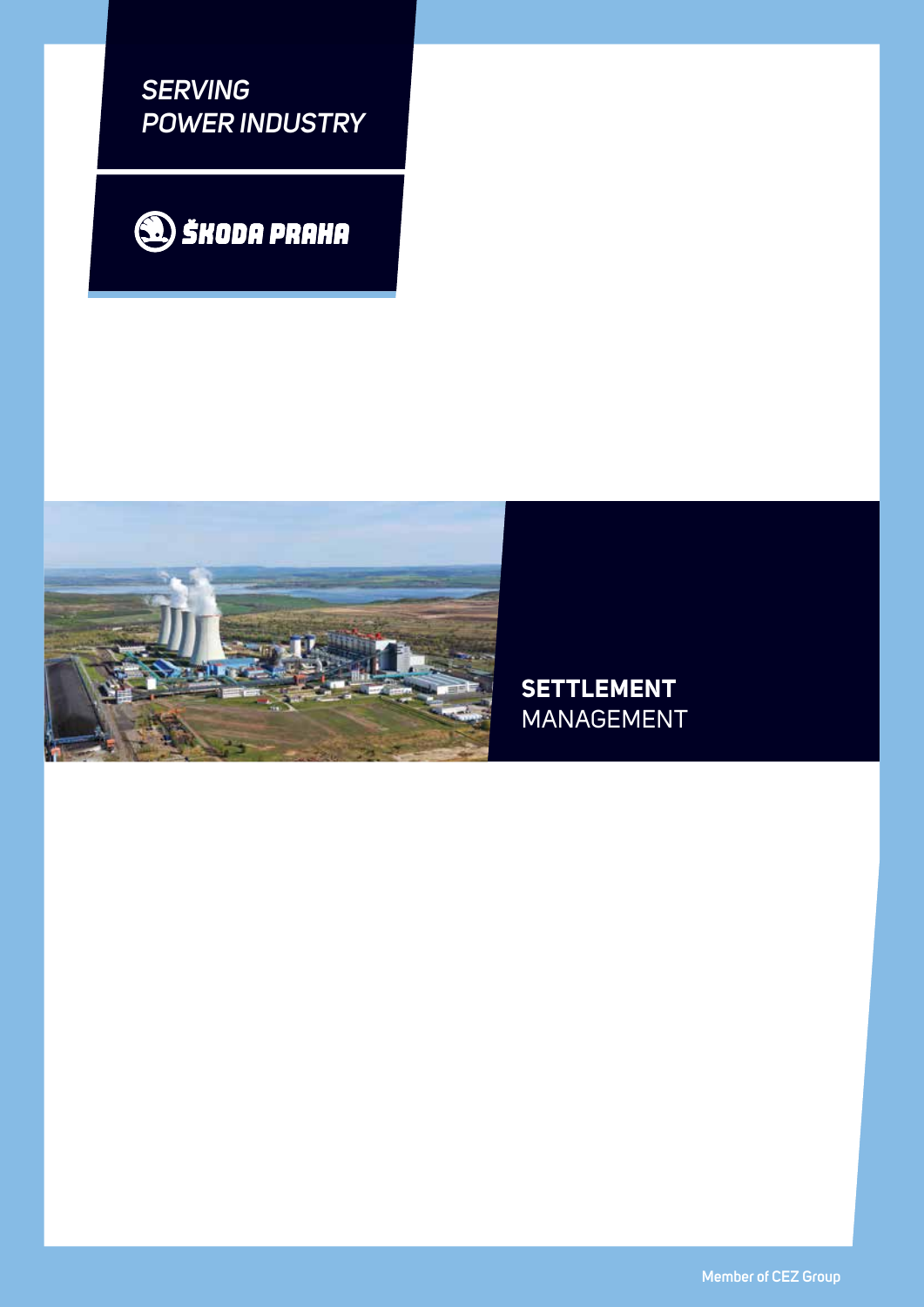*SERVING POWER INDUSTRY*

ŠKODA PRAHA

# SETTLEMENT MANAGEMENT

Member of CEZ Group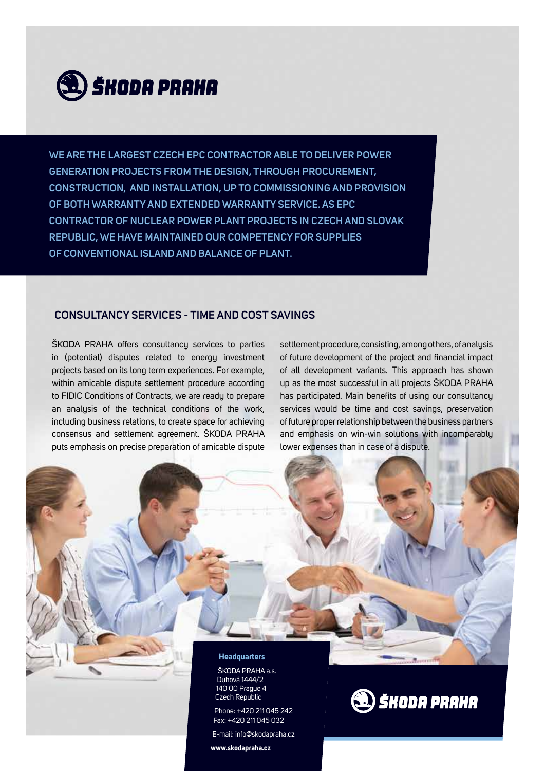ŠKODA PRAHA

**WE ARE THE LARGEST CZECH EPC CONTRACTOR ABLE TO DELIVER POWER GENERATION PROJECTS FROM THE DESIGN, THROUGH PROCUREMENT, CONSTRUCTION, AND INSTALLATION, UP TO COMMISSIONING AND PROVISION OF BOTH WARRANTY AND EXTENDED WARRANTY SERVICE. AS EPC CONTRACTOR OF NUCLEAR POWER PLANT PROJECTS IN CZECH AND SLOVAK REPUBLIC, WE HAVE MAINTAINED OUR COMPETENCY FOR SUPPLIES OF CONVENTIONAL ISLAND AND BALANCE OF PLANT.**

## CONSULTANCY SERVICES - TIME AND COST SAVINGS

ŠKODA PRAHA offers consultancy services to parties in (potential) disputes related to energy investment projects based on its long term experiences. For example, within amicable dispute settlement procedure according to FIDIC Conditions of Contracts, we are ready to prepare an analysis of the technical conditions of the work, including business relations, to create space for achieving consensus and settlement agreement. ŠKODA PRAHA puts emphasis on precise preparation of amicable dispute settlement procedure, consisting, among others, of analysis of future development of the project and financial impact of all development variants. This approach has shown up as the most successful in all projects ŠKODA PRAHA has participated. Main benefits of using our consultancy services would be time and cost savings, preservation of future proper relationship between the business partners and emphasis on win-win solutions with incomparably lower expenses than in case of a dispute.

**Headquarters**

ŠKODA PRAHA a.s.
Duhová 1444/2
140 00 Prague 4
Czech Republic

Phone: +420 211 045 242
Fax: +420 211 045 032

E-mail: info@skodapraha.cz

**www.skodapraha.cz**

ŠKODA PRAHA